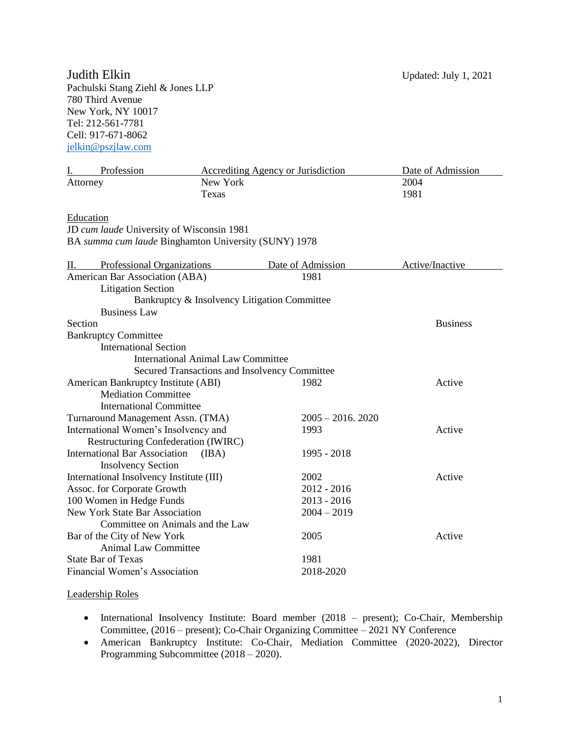Judith Elkin

Updated: July 1, 2021

Pachulski Stang Ziehl & Jones LLP
780 Third Avenue
New York, NY 10017
Tel: 212-561-7781
Cell: 917-671-8062
jelkin@pszjlaw.com

| I. Profession | Accrediting Agency or Jurisdiction | Date of Admission |
|---|---|---|
| Attorney | New York | 2004 |
| | Texas | 1981 |

Education

JD *cum laude* University of Wisconsin 1981
BA *summa cum laude* Binghamton University (SUNY) 1978

| II. Professional Organizations | Date of Admission | Active/Inactive |
|---|---|---|
| American Bar Association (ABA) | 1981 | |
| Litigation Section | | |
| Bankruptcy & Insolvency Litigation Committee | | |
| Business Law Section | | Business |
| Bankruptcy Committee | | |
| International Section | | |
| International Animal Law Committee | | |
| Secured Transactions and Insolvency Committee | | |
| American Bankruptcy Institute (ABI) | 1982 | Active |
| Mediation Committee | | |
| International Committee | | |
| Turnaround Management Assn. (TMA) | 2005 – 2016. 2020 | |
| International Women's Insolvency and Restructuring Confederation (IWIRC) | 1993 | Active |
| International Bar Association (IBA) | 1995 - 2018 | |
| Insolvency Section | | |
| International Insolvency Institute (III) | 2002 | Active |
| Assoc. for Corporate Growth | 2012 - 2016 | |
| 100 Women in Hedge Funds | 2013 - 2016 | |
| New York State Bar Association | 2004 – 2019 | |
| Committee on Animals and the Law | | |
| Bar of the City of New York | 2005 | Active |
| Animal Law Committee | | |
| State Bar of Texas | 1981 | |
| Financial Women's Association | 2018-2020 | |

Leadership Roles

- International Insolvency Institute: Board member (2018 – present); Co-Chair, Membership Committee, (2016 – present); Co-Chair Organizing Committee – 2021 NY Conference
- American Bankruptcy Institute: Co-Chair, Mediation Committee (2020-2022), Director Programming Subcommittee (2018 – 2020).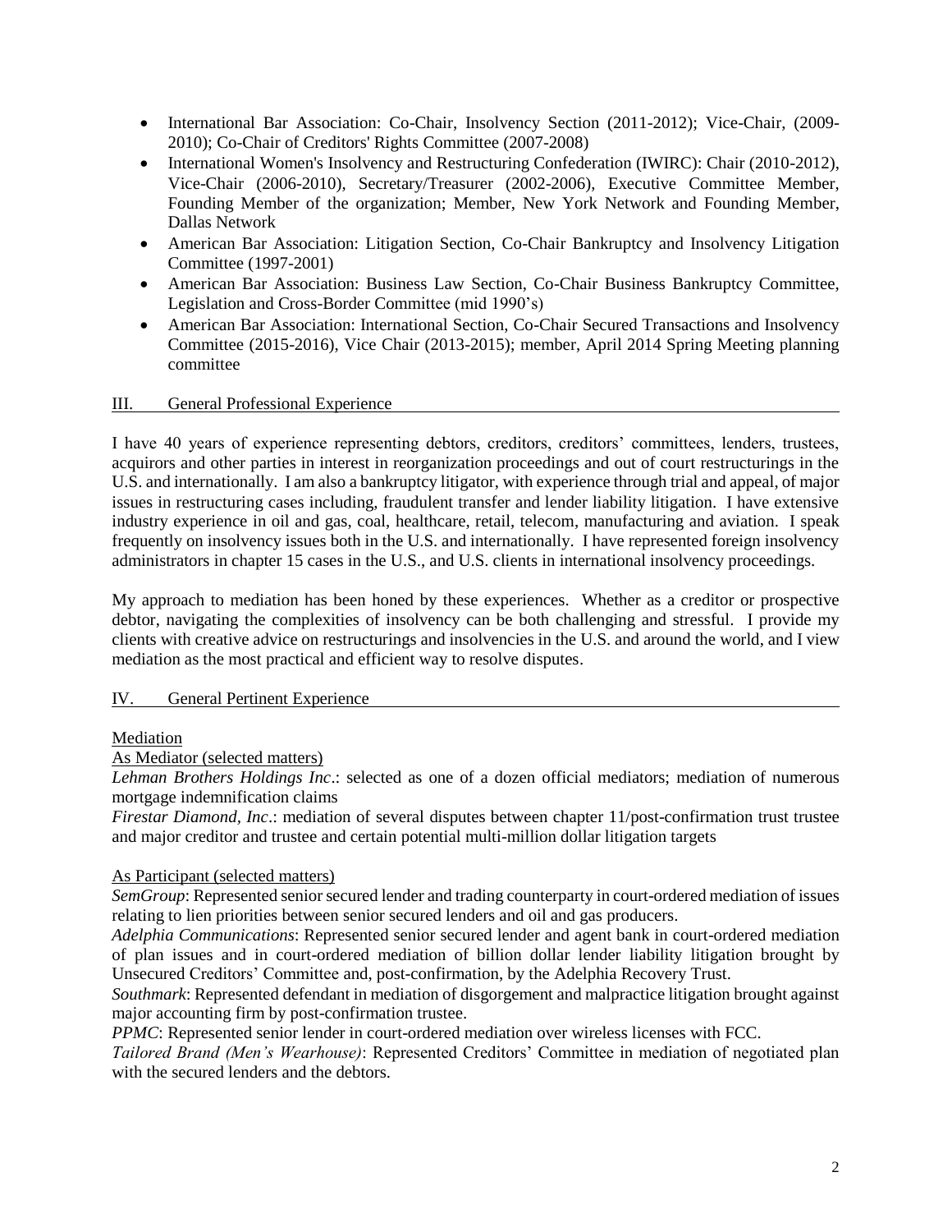- International Bar Association: Co-Chair, Insolvency Section (2011-2012); Vice-Chair, (2009-2010); Co-Chair of Creditors' Rights Committee (2007-2008)
- International Women's Insolvency and Restructuring Confederation (IWIRC): Chair (2010-2012), Vice-Chair (2006-2010), Secretary/Treasurer (2002-2006), Executive Committee Member, Founding Member of the organization; Member, New York Network and Founding Member, Dallas Network
- American Bar Association: Litigation Section, Co-Chair Bankruptcy and Insolvency Litigation Committee (1997-2001)
- American Bar Association: Business Law Section, Co-Chair Business Bankruptcy Committee, Legislation and Cross-Border Committee (mid 1990's)
- American Bar Association: International Section, Co-Chair Secured Transactions and Insolvency Committee (2015-2016), Vice Chair (2013-2015); member, April 2014 Spring Meeting planning committee

## III. General Professional Experience

I have 40 years of experience representing debtors, creditors, creditors' committees, lenders, trustees, acquirors and other parties in interest in reorganization proceedings and out of court restructurings in the U.S. and internationally. I am also a bankruptcy litigator, with experience through trial and appeal, of major issues in restructuring cases including, fraudulent transfer and lender liability litigation. I have extensive industry experience in oil and gas, coal, healthcare, retail, telecom, manufacturing and aviation. I speak frequently on insolvency issues both in the U.S. and internationally. I have represented foreign insolvency administrators in chapter 15 cases in the U.S., and U.S. clients in international insolvency proceedings.

My approach to mediation has been honed by these experiences. Whether as a creditor or prospective debtor, navigating the complexities of insolvency can be both challenging and stressful. I provide my clients with creative advice on restructurings and insolvencies in the U.S. and around the world, and I view mediation as the most practical and efficient way to resolve disputes.

## IV. General Pertinent Experience

### Mediation

#### As Mediator (selected matters)

*Lehman Brothers Holdings Inc*.: selected as one of a dozen official mediators; mediation of numerous mortgage indemnification claims

*Firestar Diamond, Inc*.: mediation of several disputes between chapter 11/post-confirmation trust trustee and major creditor and trustee and certain potential multi-million dollar litigation targets

#### As Participant (selected matters)

*SemGroup*: Represented senior secured lender and trading counterparty in court-ordered mediation of issues relating to lien priorities between senior secured lenders and oil and gas producers.

*Adelphia Communications*: Represented senior secured lender and agent bank in court-ordered mediation of plan issues and in court-ordered mediation of billion dollar lender liability litigation brought by Unsecured Creditors' Committee and, post-confirmation, by the Adelphia Recovery Trust.

*Southmark*: Represented defendant in mediation of disgorgement and malpractice litigation brought against major accounting firm by post-confirmation trustee.

*PPMC*: Represented senior lender in court-ordered mediation over wireless licenses with FCC.

*Tailored Brand (Men's Wearhouse)*: Represented Creditors' Committee in mediation of negotiated plan with the secured lenders and the debtors.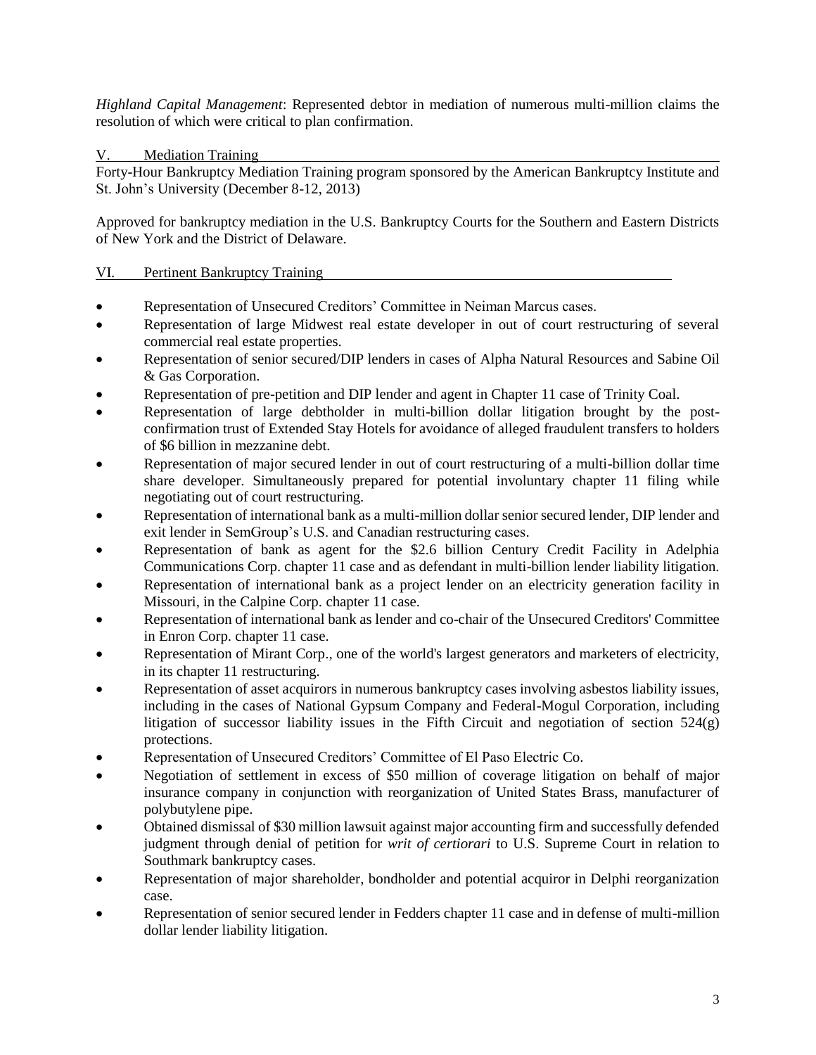*Highland Capital Management*: Represented debtor in mediation of numerous multi-million claims the resolution of which were critical to plan confirmation.

## V. Mediation Training

Forty-Hour Bankruptcy Mediation Training program sponsored by the American Bankruptcy Institute and St. John's University (December 8-12, 2013)

Approved for bankruptcy mediation in the U.S. Bankruptcy Courts for the Southern and Eastern Districts of New York and the District of Delaware.

## VI. Pertinent Bankruptcy Training

- Representation of Unsecured Creditors' Committee in Neiman Marcus cases.
- Representation of large Midwest real estate developer in out of court restructuring of several commercial real estate properties.
- Representation of senior secured/DIP lenders in cases of Alpha Natural Resources and Sabine Oil & Gas Corporation.
- Representation of pre-petition and DIP lender and agent in Chapter 11 case of Trinity Coal.
- Representation of large debtholder in multi-billion dollar litigation brought by the post-confirmation trust of Extended Stay Hotels for avoidance of alleged fraudulent transfers to holders of $6 billion in mezzanine debt.
- Representation of major secured lender in out of court restructuring of a multi-billion dollar time share developer. Simultaneously prepared for potential involuntary chapter 11 filing while negotiating out of court restructuring.
- Representation of international bank as a multi-million dollar senior secured lender, DIP lender and exit lender in SemGroup's U.S. and Canadian restructuring cases.
- Representation of bank as agent for the $2.6 billion Century Credit Facility in Adelphia Communications Corp. chapter 11 case and as defendant in multi-billion lender liability litigation.
- Representation of international bank as a project lender on an electricity generation facility in Missouri, in the Calpine Corp. chapter 11 case.
- Representation of international bank as lender and co-chair of the Unsecured Creditors' Committee in Enron Corp. chapter 11 case.
- Representation of Mirant Corp., one of the world's largest generators and marketers of electricity, in its chapter 11 restructuring.
- Representation of asset acquirors in numerous bankruptcy cases involving asbestos liability issues, including in the cases of National Gypsum Company and Federal-Mogul Corporation, including litigation of successor liability issues in the Fifth Circuit and negotiation of section 524(g) protections.
- Representation of Unsecured Creditors' Committee of El Paso Electric Co.
- Negotiation of settlement in excess of $50 million of coverage litigation on behalf of major insurance company in conjunction with reorganization of United States Brass, manufacturer of polybutylene pipe.
- Obtained dismissal of $30 million lawsuit against major accounting firm and successfully defended judgment through denial of petition for *writ of certiorari* to U.S. Supreme Court in relation to Southmark bankruptcy cases.
- Representation of major shareholder, bondholder and potential acquiror in Delphi reorganization case.
- Representation of senior secured lender in Fedders chapter 11 case and in defense of multi-million dollar lender liability litigation.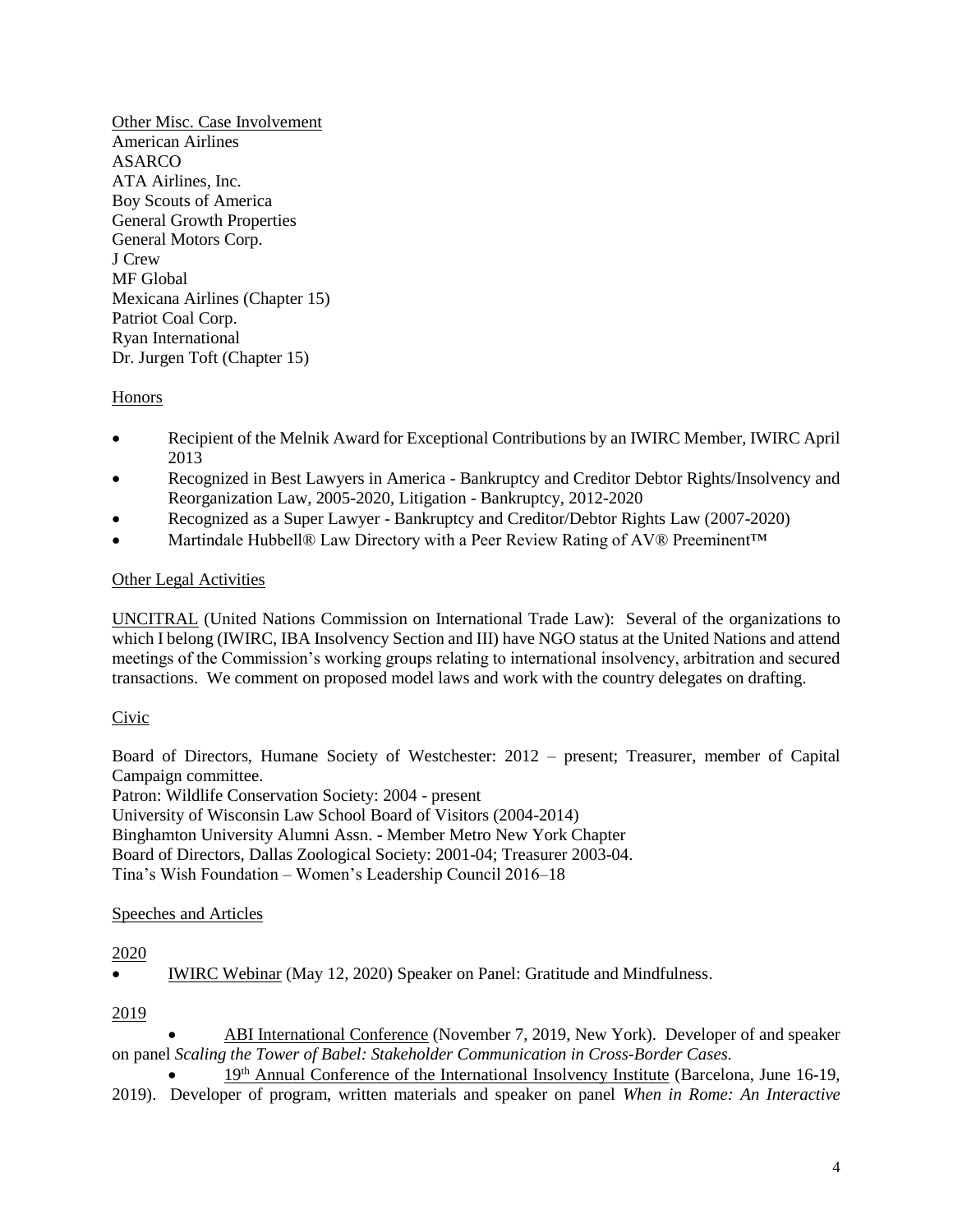Other Misc. Case Involvement

American Airlines
ASARCO
ATA Airlines, Inc.
Boy Scouts of America
General Growth Properties
General Motors Corp.
J Crew
MF Global
Mexicana Airlines (Chapter 15)
Patriot Coal Corp.
Ryan International
Dr. Jurgen Toft (Chapter 15)

## Honors

- Recipient of the Melnik Award for Exceptional Contributions by an IWIRC Member, IWIRC April 2013
- Recognized in Best Lawyers in America - Bankruptcy and Creditor Debtor Rights/Insolvency and Reorganization Law, 2005-2020, Litigation - Bankruptcy, 2012-2020
- Recognized as a Super Lawyer - Bankruptcy and Creditor/Debtor Rights Law (2007-2020)
- Martindale Hubbell® Law Directory with a Peer Review Rating of AV® Preeminent™

## Other Legal Activities

UNCITRAL (United Nations Commission on International Trade Law): Several of the organizations to which I belong (IWIRC, IBA Insolvency Section and III) have NGO status at the United Nations and attend meetings of the Commission's working groups relating to international insolvency, arbitration and secured transactions. We comment on proposed model laws and work with the country delegates on drafting.

## Civic

Board of Directors, Humane Society of Westchester: 2012 – present; Treasurer, member of Capital Campaign committee.
Patron: Wildlife Conservation Society: 2004 - present
University of Wisconsin Law School Board of Visitors (2004-2014)
Binghamton University Alumni Assn. - Member Metro New York Chapter
Board of Directors, Dallas Zoological Society: 2001-04; Treasurer 2003-04.
Tina's Wish Foundation – Women's Leadership Council 2016–18

## Speeches and Articles

### 2020

- IWIRC Webinar (May 12, 2020) Speaker on Panel: Gratitude and Mindfulness.

### 2019

- ABI International Conference (November 7, 2019, New York). Developer of and speaker on panel *Scaling the Tower of Babel: Stakeholder Communication in Cross-Border Cases.*
- 19th Annual Conference of the International Insolvency Institute (Barcelona, June 16-19, 2019). Developer of program, written materials and speaker on panel *When in Rome: An Interactive*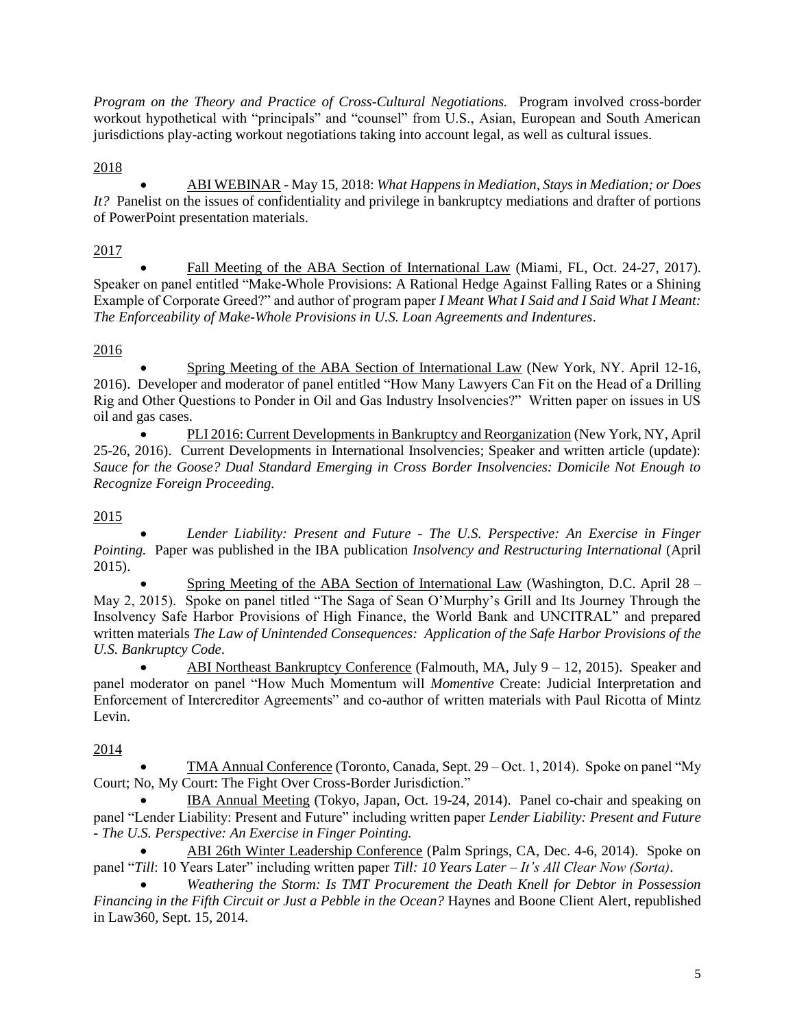*Program on the Theory and Practice of Cross-Cultural Negotiations.* Program involved cross-border workout hypothetical with "principals" and "counsel" from U.S., Asian, European and South American jurisdictions play-acting workout negotiations taking into account legal, as well as cultural issues.

2018

- ABI WEBINAR - May 15, 2018: *What Happens in Mediation, Stays in Mediation; or Does It?* Panelist on the issues of confidentiality and privilege in bankruptcy mediations and drafter of portions of PowerPoint presentation materials.

2017

- Fall Meeting of the ABA Section of International Law (Miami, FL, Oct. 24-27, 2017). Speaker on panel entitled "Make-Whole Provisions: A Rational Hedge Against Falling Rates or a Shining Example of Corporate Greed?" and author of program paper *I Meant What I Said and I Said What I Meant: The Enforceability of Make-Whole Provisions in U.S. Loan Agreements and Indentures*.

2016

- Spring Meeting of the ABA Section of International Law (New York, NY. April 12-16, 2016). Developer and moderator of panel entitled "How Many Lawyers Can Fit on the Head of a Drilling Rig and Other Questions to Ponder in Oil and Gas Industry Insolvencies?" Written paper on issues in US oil and gas cases.
- PLI 2016: Current Developments in Bankruptcy and Reorganization (New York, NY, April 25-26, 2016). Current Developments in International Insolvencies; Speaker and written article (update): *Sauce for the Goose? Dual Standard Emerging in Cross Border Insolvencies: Domicile Not Enough to Recognize Foreign Proceeding.*

2015

- *Lender Liability: Present and Future - The U.S. Perspective: An Exercise in Finger Pointing.* Paper was published in the IBA publication *Insolvency and Restructuring International* (April 2015).
- Spring Meeting of the ABA Section of International Law (Washington, D.C. April 28 – May 2, 2015). Spoke on panel titled "The Saga of Sean O'Murphy's Grill and Its Journey Through the Insolvency Safe Harbor Provisions of High Finance, the World Bank and UNCITRAL" and prepared written materials *The Law of Unintended Consequences: Application of the Safe Harbor Provisions of the U.S. Bankruptcy Code*.
- ABI Northeast Bankruptcy Conference (Falmouth, MA, July 9 – 12, 2015). Speaker and panel moderator on panel "How Much Momentum will *Momentive* Create: Judicial Interpretation and Enforcement of Intercreditor Agreements" and co-author of written materials with Paul Ricotta of Mintz Levin.

2014

- TMA Annual Conference (Toronto, Canada, Sept. 29 – Oct. 1, 2014). Spoke on panel "My Court; No, My Court: The Fight Over Cross-Border Jurisdiction."
- IBA Annual Meeting (Tokyo, Japan, Oct. 19-24, 2014). Panel co-chair and speaking on panel "Lender Liability: Present and Future" including written paper *Lender Liability: Present and Future - The U.S. Perspective: An Exercise in Finger Pointing.*
- ABI 26th Winter Leadership Conference (Palm Springs, CA, Dec. 4-6, 2014). Spoke on panel "*Till*: 10 Years Later" including written paper *Till: 10 Years Later – It's All Clear Now (Sorta)*.
- *Weathering the Storm: Is TMT Procurement the Death Knell for Debtor in Possession Financing in the Fifth Circuit or Just a Pebble in the Ocean?* Haynes and Boone Client Alert, republished in Law360, Sept. 15, 2014.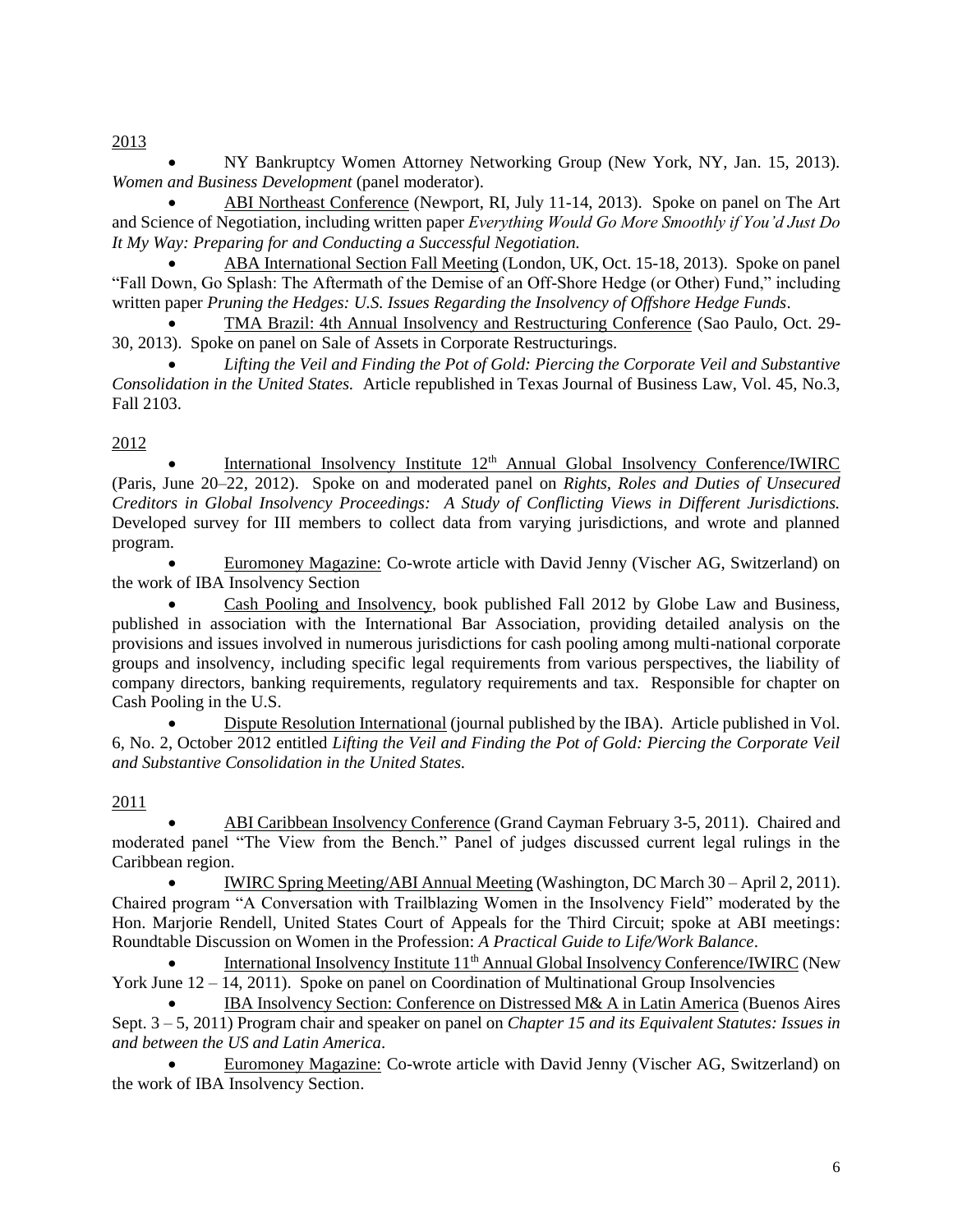2013

- NY Bankruptcy Women Attorney Networking Group (New York, NY, Jan. 15, 2013). *Women and Business Development* (panel moderator).
- ABI Northeast Conference (Newport, RI, July 11-14, 2013). Spoke on panel on The Art and Science of Negotiation, including written paper *Everything Would Go More Smoothly if You'd Just Do It My Way: Preparing for and Conducting a Successful Negotiation.*
- ABA International Section Fall Meeting (London, UK, Oct. 15-18, 2013). Spoke on panel "Fall Down, Go Splash: The Aftermath of the Demise of an Off-Shore Hedge (or Other) Fund," including written paper *Pruning the Hedges: U.S. Issues Regarding the Insolvency of Offshore Hedge Funds*.
- TMA Brazil: 4th Annual Insolvency and Restructuring Conference (Sao Paulo, Oct. 29-30, 2013). Spoke on panel on Sale of Assets in Corporate Restructurings.
- *Lifting the Veil and Finding the Pot of Gold: Piercing the Corporate Veil and Substantive Consolidation in the United States.* Article republished in Texas Journal of Business Law, Vol. 45, No.3, Fall 2103.

2012

- International Insolvency Institute 12th Annual Global Insolvency Conference/IWIRC (Paris, June 20–22, 2012). Spoke on and moderated panel on *Rights, Roles and Duties of Unsecured Creditors in Global Insolvency Proceedings: A Study of Conflicting Views in Different Jurisdictions.* Developed survey for III members to collect data from varying jurisdictions, and wrote and planned program.
- Euromoney Magazine: Co-wrote article with David Jenny (Vischer AG, Switzerland) on the work of IBA Insolvency Section
- Cash Pooling and Insolvency, book published Fall 2012 by Globe Law and Business, published in association with the International Bar Association, providing detailed analysis on the provisions and issues involved in numerous jurisdictions for cash pooling among multi-national corporate groups and insolvency, including specific legal requirements from various perspectives, the liability of company directors, banking requirements, regulatory requirements and tax. Responsible for chapter on Cash Pooling in the U.S.
- Dispute Resolution International (journal published by the IBA). Article published in Vol. 6, No. 2, October 2012 entitled *Lifting the Veil and Finding the Pot of Gold: Piercing the Corporate Veil and Substantive Consolidation in the United States.*

2011

- ABI Caribbean Insolvency Conference (Grand Cayman February 3-5, 2011). Chaired and moderated panel "The View from the Bench." Panel of judges discussed current legal rulings in the Caribbean region.
- IWIRC Spring Meeting/ABI Annual Meeting (Washington, DC March 30 – April 2, 2011). Chaired program "A Conversation with Trailblazing Women in the Insolvency Field" moderated by the Hon. Marjorie Rendell, United States Court of Appeals for the Third Circuit; spoke at ABI meetings: Roundtable Discussion on Women in the Profession: *A Practical Guide to Life/Work Balance*.
- International Insolvency Institute 11th Annual Global Insolvency Conference/IWIRC (New York June 12 – 14, 2011). Spoke on panel on Coordination of Multinational Group Insolvencies
- IBA Insolvency Section: Conference on Distressed M& A in Latin America (Buenos Aires Sept. 3 – 5, 2011) Program chair and speaker on panel on *Chapter 15 and its Equivalent Statutes: Issues in and between the US and Latin America*.
- Euromoney Magazine: Co-wrote article with David Jenny (Vischer AG, Switzerland) on the work of IBA Insolvency Section.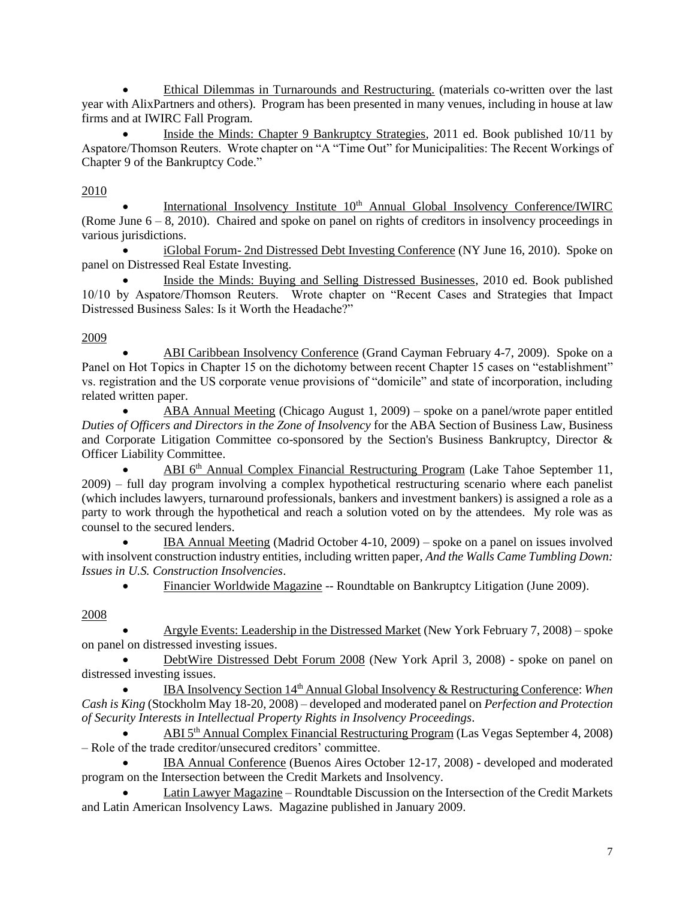- Ethical Dilemmas in Turnarounds and Restructuring. (materials co-written over the last year with AlixPartners and others). Program has been presented in many venues, including in house at law firms and at IWIRC Fall Program.
- Inside the Minds: Chapter 9 Bankruptcy Strategies, 2011 ed. Book published 10/11 by Aspatore/Thomson Reuters. Wrote chapter on "A "Time Out" for Municipalities: The Recent Workings of Chapter 9 of the Bankruptcy Code."

2010

- International Insolvency Institute 10th Annual Global Insolvency Conference/IWIRC (Rome June 6 – 8, 2010). Chaired and spoke on panel on rights of creditors in insolvency proceedings in various jurisdictions.
- iGlobal Forum- 2nd Distressed Debt Investing Conference (NY June 16, 2010). Spoke on panel on Distressed Real Estate Investing.
- Inside the Minds: Buying and Selling Distressed Businesses, 2010 ed. Book published 10/10 by Aspatore/Thomson Reuters. Wrote chapter on "Recent Cases and Strategies that Impact Distressed Business Sales: Is it Worth the Headache?"

2009

- ABI Caribbean Insolvency Conference (Grand Cayman February 4-7, 2009). Spoke on a Panel on Hot Topics in Chapter 15 on the dichotomy between recent Chapter 15 cases on "establishment" vs. registration and the US corporate venue provisions of "domicile" and state of incorporation, including related written paper.
- ABA Annual Meeting (Chicago August 1, 2009) – spoke on a panel/wrote paper entitled *Duties of Officers and Directors in the Zone of Insolvency* for the ABA Section of Business Law, Business and Corporate Litigation Committee co-sponsored by the Section's Business Bankruptcy, Director & Officer Liability Committee.
- ABI 6th Annual Complex Financial Restructuring Program (Lake Tahoe September 11, 2009) – full day program involving a complex hypothetical restructuring scenario where each panelist (which includes lawyers, turnaround professionals, bankers and investment bankers) is assigned a role as a party to work through the hypothetical and reach a solution voted on by the attendees. My role was as counsel to the secured lenders.
- IBA Annual Meeting (Madrid October 4-10, 2009) – spoke on a panel on issues involved with insolvent construction industry entities, including written paper, *And the Walls Came Tumbling Down: Issues in U.S. Construction Insolvencies*.
- Financier Worldwide Magazine -- Roundtable on Bankruptcy Litigation (June 2009).

2008

- Argyle Events: Leadership in the Distressed Market (New York February 7, 2008) – spoke on panel on distressed investing issues.
- DebtWire Distressed Debt Forum 2008 (New York April 3, 2008) - spoke on panel on distressed investing issues.
- IBA Insolvency Section 14th Annual Global Insolvency & Restructuring Conference: *When Cash is King* (Stockholm May 18-20, 2008) – developed and moderated panel on *Perfection and Protection of Security Interests in Intellectual Property Rights in Insolvency Proceedings*.
- ABI 5th Annual Complex Financial Restructuring Program (Las Vegas September 4, 2008) – Role of the trade creditor/unsecured creditors' committee.
- IBA Annual Conference (Buenos Aires October 12-17, 2008) - developed and moderated program on the Intersection between the Credit Markets and Insolvency.
- Latin Lawyer Magazine – Roundtable Discussion on the Intersection of the Credit Markets and Latin American Insolvency Laws. Magazine published in January 2009.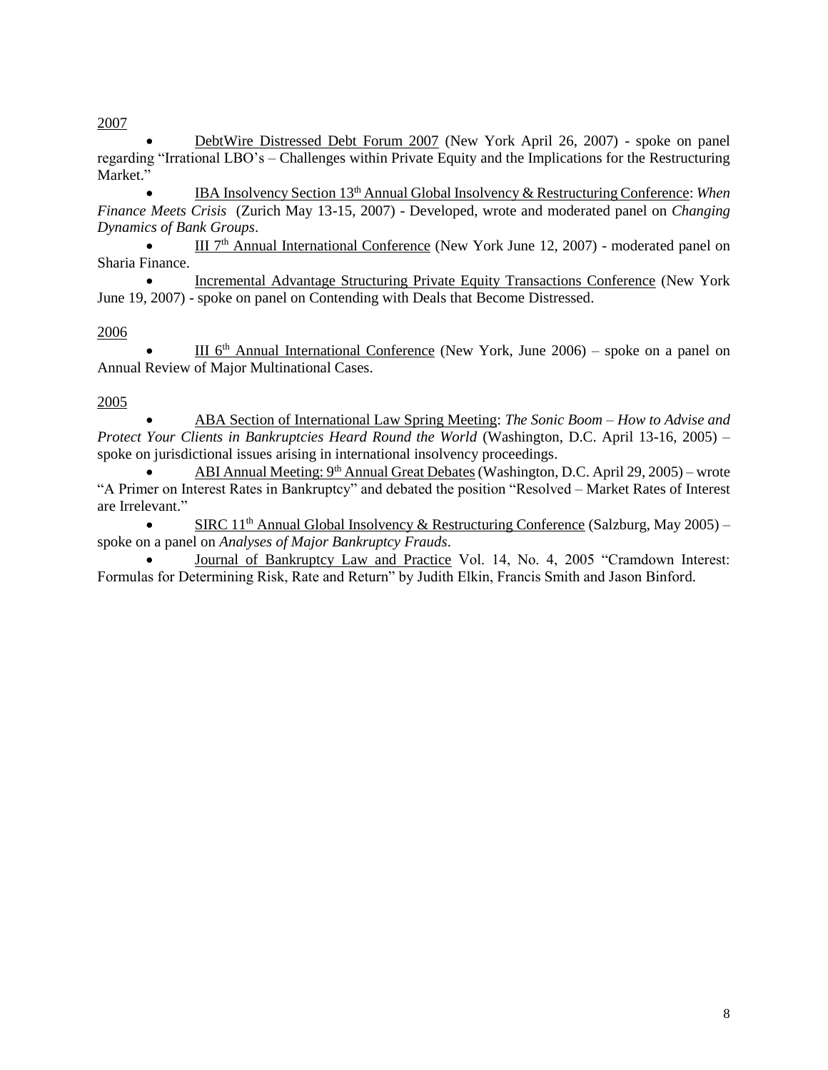2007

- DebtWire Distressed Debt Forum 2007 (New York April 26, 2007) - spoke on panel regarding "Irrational LBO's – Challenges within Private Equity and the Implications for the Restructuring Market."
- IBA Insolvency Section 13th Annual Global Insolvency & Restructuring Conference: *When Finance Meets Crisis* (Zurich May 13-15, 2007) - Developed, wrote and moderated panel on *Changing Dynamics of Bank Groups*.
- III 7th Annual International Conference (New York June 12, 2007) - moderated panel on Sharia Finance.
- Incremental Advantage Structuring Private Equity Transactions Conference (New York June 19, 2007) - spoke on panel on Contending with Deals that Become Distressed.

2006

- III 6th Annual International Conference (New York, June 2006) – spoke on a panel on Annual Review of Major Multinational Cases.

2005

- ABA Section of International Law Spring Meeting: *The Sonic Boom – How to Advise and Protect Your Clients in Bankruptcies Heard Round the World* (Washington, D.C. April 13-16, 2005) – spoke on jurisdictional issues arising in international insolvency proceedings.
- ABI Annual Meeting: 9th Annual Great Debates (Washington, D.C. April 29, 2005) – wrote "A Primer on Interest Rates in Bankruptcy" and debated the position "Resolved – Market Rates of Interest are Irrelevant."
- SIRC 11th Annual Global Insolvency & Restructuring Conference (Salzburg, May 2005) – spoke on a panel on *Analyses of Major Bankruptcy Frauds*.
- Journal of Bankruptcy Law and Practice Vol. 14, No. 4, 2005 "Cramdown Interest: Formulas for Determining Risk, Rate and Return" by Judith Elkin, Francis Smith and Jason Binford.